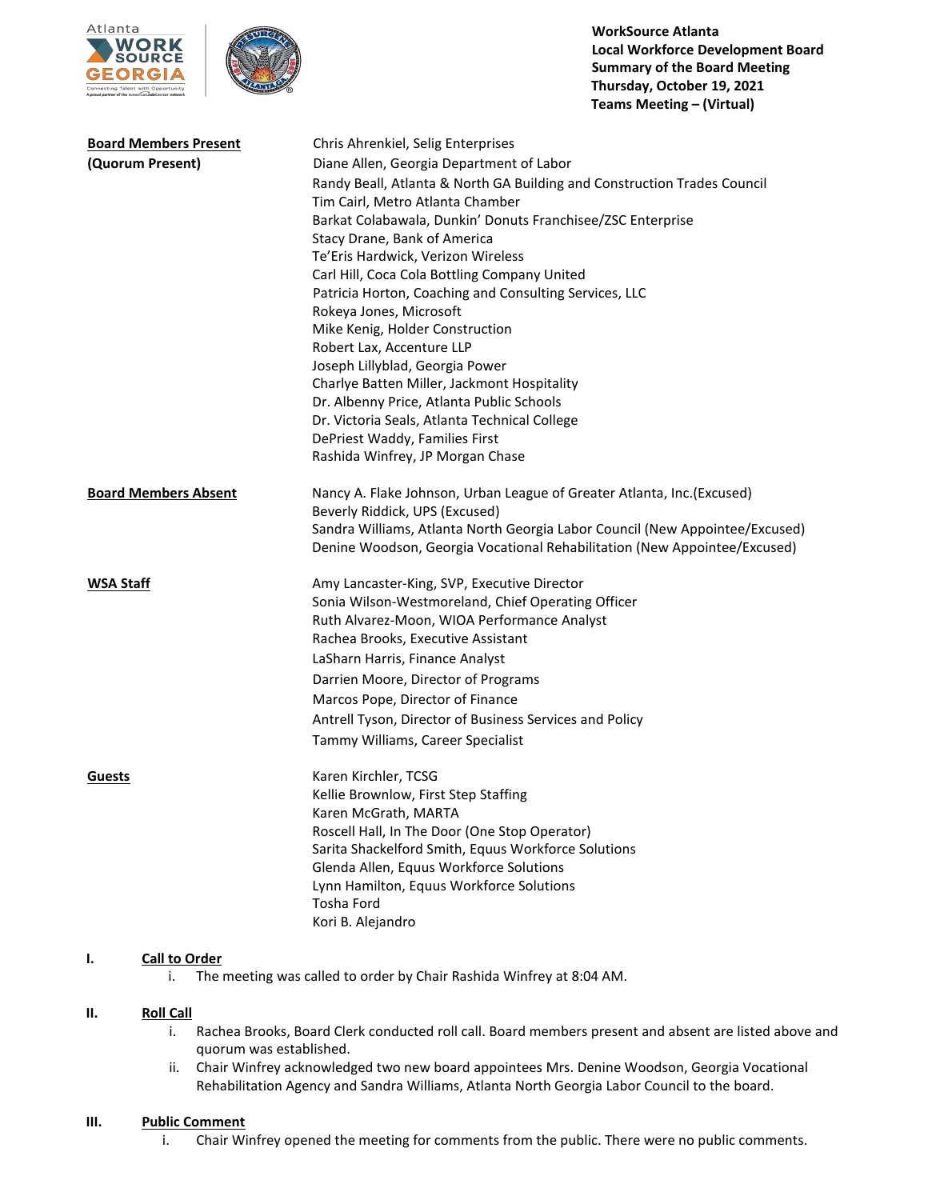**WorkSource Atlanta**
**Local Workforce Development Board**
**Summary of the Board Meeting**
**Thursday, October 19, 2021**
**Teams Meeting – (Virtual)**

| | |
|---|---|
| **Board Members Present (Quorum Present)** | Chris Ahrenkiel, Selig Enterprises<br>Diane Allen, Georgia Department of Labor<br>Randy Beall, Atlanta & North GA Building and Construction Trades Council<br>Tim Cairl, Metro Atlanta Chamber<br>Barkat Colabawala, Dunkin' Donuts Franchisee/ZSC Enterprise<br>Stacy Drane, Bank of America<br>Te'Eris Hardwick, Verizon Wireless<br>Carl Hill, Coca Cola Bottling Company United<br>Patricia Horton, Coaching and Consulting Services, LLC<br>Rokeya Jones, Microsoft<br>Mike Kenig, Holder Construction<br>Robert Lax, Accenture LLP<br>Joseph Lillyblad, Georgia Power<br>Charlye Batten Miller, Jackmont Hospitality<br>Dr. Albenny Price, Atlanta Public Schools<br>Dr. Victoria Seals, Atlanta Technical College<br>DePriest Waddy, Families First<br>Rashida Winfrey, JP Morgan Chase |
| **Board Members Absent** | Nancy A. Flake Johnson, Urban League of Greater Atlanta, Inc.(Excused)<br>Beverly Riddick, UPS (Excused)<br>Sandra Williams, Atlanta North Georgia Labor Council (New Appointee/Excused)<br>Denine Woodson, Georgia Vocational Rehabilitation (New Appointee/Excused) |
| **WSA Staff** | Amy Lancaster-King, SVP, Executive Director<br>Sonia Wilson-Westmoreland, Chief Operating Officer<br>Ruth Alvarez-Moon, WIOA Performance Analyst<br>Rachea Brooks, Executive Assistant<br>LaSharn Harris, Finance Analyst<br>Darrien Moore, Director of Programs<br>Marcos Pope, Director of Finance<br>Antrell Tyson, Director of Business Services and Policy<br>Tammy Williams, Career Specialist |
| **Guests** | Karen Kirchler, TCSG<br>Kellie Brownlow, First Step Staffing<br>Karen McGrath, MARTA<br>Roscell Hall, In The Door (One Stop Operator)<br>Sarita Shackelford Smith, Equus Workforce Solutions<br>Glenda Allen, Equus Workforce Solutions<br>Lynn Hamilton, Equus Workforce Solutions<br>Tosha Ford<br>Kori B. Alejandro |

**I. Call to Order**

i. The meeting was called to order by Chair Rashida Winfrey at 8:04 AM.

**II. Roll Call**

i. Rachea Brooks, Board Clerk conducted roll call. Board members present and absent are listed above and quorum was established.

ii. Chair Winfrey acknowledged two new board appointees Mrs. Denine Woodson, Georgia Vocational Rehabilitation Agency and Sandra Williams, Atlanta North Georgia Labor Council to the board.

**III. Public Comment**

i. Chair Winfrey opened the meeting for comments from the public. There were no public comments.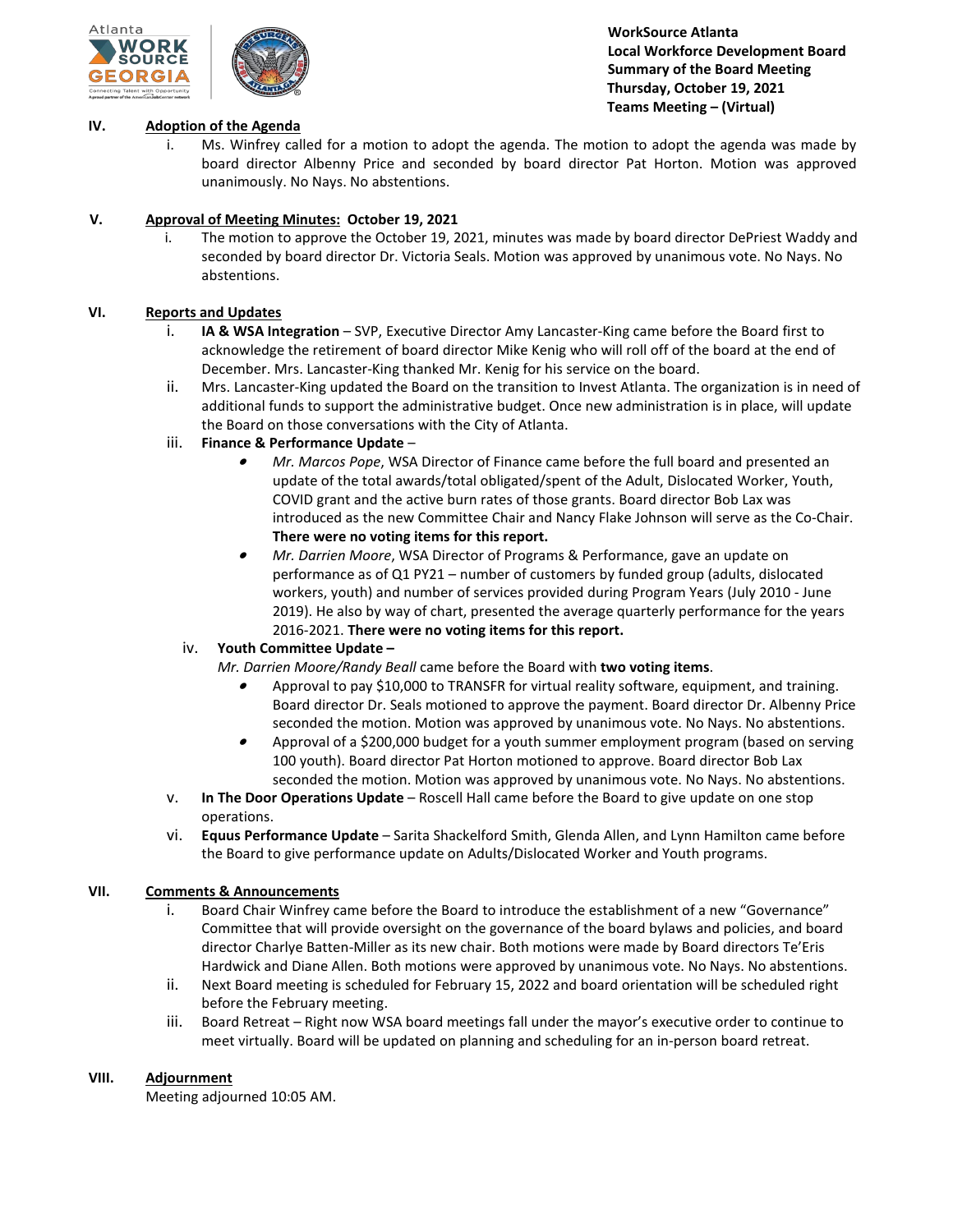**WorkSource Atlanta**
**Local Workforce Development Board**
**Summary of the Board Meeting**
**Thursday, October 19, 2021**
**Teams Meeting – (Virtual)**

**IV. Adoption of the Agenda**

i. Ms. Winfrey called for a motion to adopt the agenda. The motion to adopt the agenda was made by board director Albenny Price and seconded by board director Pat Horton. Motion was approved unanimously. No Nays. No abstentions.

**V. Approval of Meeting Minutes: October 19, 2021**

i. The motion to approve the October 19, 2021, minutes was made by board director DePriest Waddy and seconded by board director Dr. Victoria Seals. Motion was approved by unanimous vote. No Nays. No abstentions.

**VI. Reports and Updates**

i. **IA & WSA Integration** – SVP, Executive Director Amy Lancaster-King came before the Board first to acknowledge the retirement of board director Mike Kenig who will roll off of the board at the end of December. Mrs. Lancaster-King thanked Mr. Kenig for his service on the board.

ii. Mrs. Lancaster-King updated the Board on the transition to Invest Atlanta. The organization is in need of additional funds to support the administrative budget. Once new administration is in place, will update the Board on those conversations with the City of Atlanta.

iii. **Finance & Performance Update** –
- *Mr. Marcos Pope*, WSA Director of Finance came before the full board and presented an update of the total awards/total obligated/spent of the Adult, Dislocated Worker, Youth, COVID grant and the active burn rates of those grants. Board director Bob Lax was introduced as the new Committee Chair and Nancy Flake Johnson will serve as the Co-Chair. **There were no voting items for this report.**
- *Mr. Darrien Moore*, WSA Director of Programs & Performance, gave an update on performance as of Q1 PY21 – number of customers by funded group (adults, dislocated workers, youth) and number of services provided during Program Years (July 2010 - June 2019). He also by way of chart, presented the average quarterly performance for the years 2016-2021. **There were no voting items for this report.**

iv. **Youth Committee Update –**
*Mr. Darrien Moore/Randy Beall* came before the Board with **two voting items**.
- Approval to pay $10,000 to TRANSFR for virtual reality software, equipment, and training. Board director Dr. Seals motioned to approve the payment. Board director Dr. Albenny Price seconded the motion. Motion was approved by unanimous vote. No Nays. No abstentions.
- Approval of a $200,000 budget for a youth summer employment program (based on serving 100 youth). Board director Pat Horton motioned to approve. Board director Bob Lax seconded the motion. Motion was approved by unanimous vote. No Nays. No abstentions.

v. **In The Door Operations Update** – Roscell Hall came before the Board to give update on one stop operations.

vi. **Equus Performance Update** – Sarita Shackelford Smith, Glenda Allen, and Lynn Hamilton came before the Board to give performance update on Adults/Dislocated Worker and Youth programs.

**VII. Comments & Announcements**

i. Board Chair Winfrey came before the Board to introduce the establishment of a new "Governance" Committee that will provide oversight on the governance of the board bylaws and policies, and board director Charlye Batten-Miller as its new chair. Both motions were made by Board directors Te'Eris Hardwick and Diane Allen. Both motions were approved by unanimous vote. No Nays. No abstentions.

ii. Next Board meeting is scheduled for February 15, 2022 and board orientation will be scheduled right before the February meeting.

iii. Board Retreat – Right now WSA board meetings fall under the mayor's executive order to continue to meet virtually. Board will be updated on planning and scheduling for an in-person board retreat.

**VIII. Adjournment**

Meeting adjourned 10:05 AM.